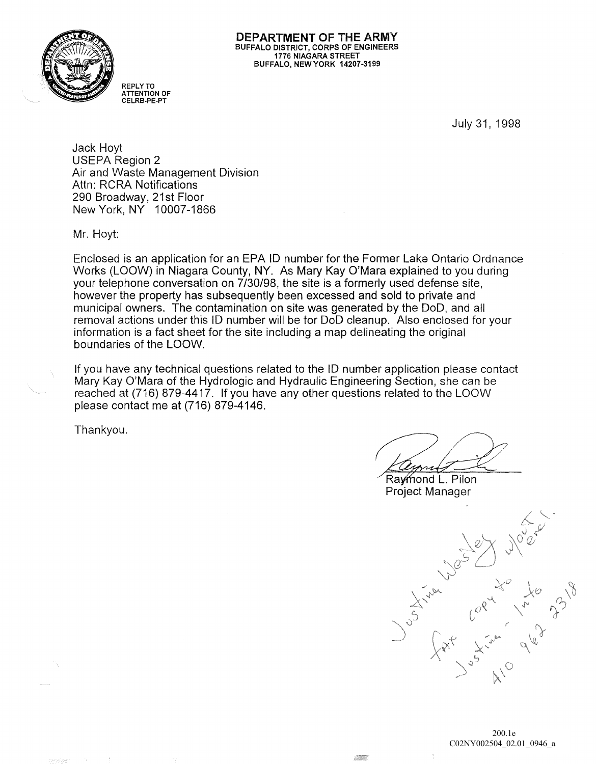**DEPARTMENT OF THE ARMY**
BUFFALO DISTRICT, CORPS OF ENGINEERS
1776 NIAGARA STREET
BUFFALO, NEW YORK 14207-3199

REPLY TO
ATTENTION OF
CELRB-PE-PT

July 31, 1998

Jack Hoyt
USEPA Region 2
Air and Waste Management Division
Attn: RCRA Notifications
290 Broadway, 21st Floor
New York, NY 10007-1866

Mr. Hoyt:

Enclosed is an application for an EPA ID number for the Former Lake Ontario Ordnance Works (LOOW) in Niagara County, NY. As Mary Kay O'Mara explained to you during your telephone conversation on 7/30/98, the site is a formerly used defense site, however the property has subsequently been excessed and sold to private and municipal owners. The contamination on site was generated by the DoD, and all removal actions under this ID number will be for DoD cleanup. Also enclosed for your information is a fact sheet for the site including a map delineating the original boundaries of the LOOW.

If you have any technical questions related to the ID number application please contact Mary Kay O'Mara of the Hydrologic and Hydraulic Engineering Section, she can be reached at (716) 879-4417. If you have any other questions related to the LOOW please contact me at (716) 879-4146.

Thankyou.

Raymond L. Pilon
Project Manager

Justina Wesley w/out encl.
fax copy to Justina - Info
410 962 2318

200.1e
C02NY002504_02.01_0946_a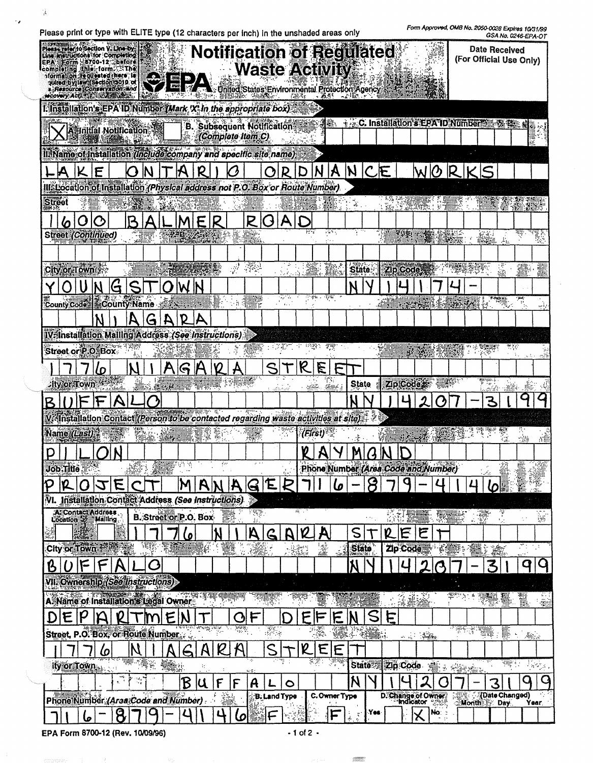Please print or type with ELITE type (12 characters per inch) in the unshaded areas only

Form Approved, OMB No. 2050-0028 Expires 10/31/99
GSA No. 0246-EPA-OT

Please refer to Section V. Line-by-Line instructions for Completing EPA Form 8700-12 before completing this form. The information requested here is required by law (Section 3010 of the Resource Conservation and Recovery Act).

# Notification of Regulated Waste Activity

**EPA** United States Environmental Protection Agency

**Date Received** (For Official Use Only)

## I. Installation's EPA ID Number *(Mark 'X' in the appropriate box)*

[X] A. Initial Notification

[ ] B. Subsequent Notification *(Complete Item C)*

C. Installation's EPA ID Number:

## II. Name of Installation *(Include company and specific site name)*

LAKE ONTARIO ORDNANCE WORKS

## III. Location of Installation *(Physical address not P.O. Box or Route Number)*

Street: 1600 BALMER ROAD

Street *(Continued)*:

| City or Town | State | Zip Code |
|---|---|---|
| YOUNGSTOWN | NY | 14174- |

| County Code | County Name |
|---|---|
| | NIAGARA |

## IV. Installation Mailing Address *(See Instructions)*

Street or P.O. Box: 1776 NIAGARA STREET

| City or Town | State | Zip Code |
|---|---|---|
| BUFFALO | NY | 14207-3199 |

## V. Installation Contact *(Person to be contacted regarding waste activities at site)*

| Name (Last) | (First) |
|---|---|
| PILON | RAYMOND |

| Job Title | Phone Number (Area Code and Number) |
|---|---|
| PROJECT MANAGER | 716-879-4146 |

## VI. Installation Contact Address *(See Instructions)*

| A. Contact Address Location | Mailing | B. Street or P.O. Box |
|---|---|---|
| | | 1776 NIAGARA STREET |

| City or Town | State | Zip Code |
|---|---|---|
| BUFFALO | NY | 14207-3199 |

## VII. Ownership *(See Instructions)*

A. Name of Installation's Legal Owner: DEPARTMENT OF DEFENSE

Street, P.O. Box, or Route Number: 1776 NIAGARA STREET

| City or Town | State | Zip Code |
|---|---|---|
| BUFFALO | NY | 14207-3199 |

| Phone Number (Area Code and Number) | B. Land Type | C. Owner Type | D. Change of Owner Indicator | (Date Changed) Month | Day | Year |
|---|---|---|---|---|---|---|
| 716-879-4146 | F | F | Yes [ ] No [X] | | | |

EPA Form 8700-12 (Rev. 10/09/96)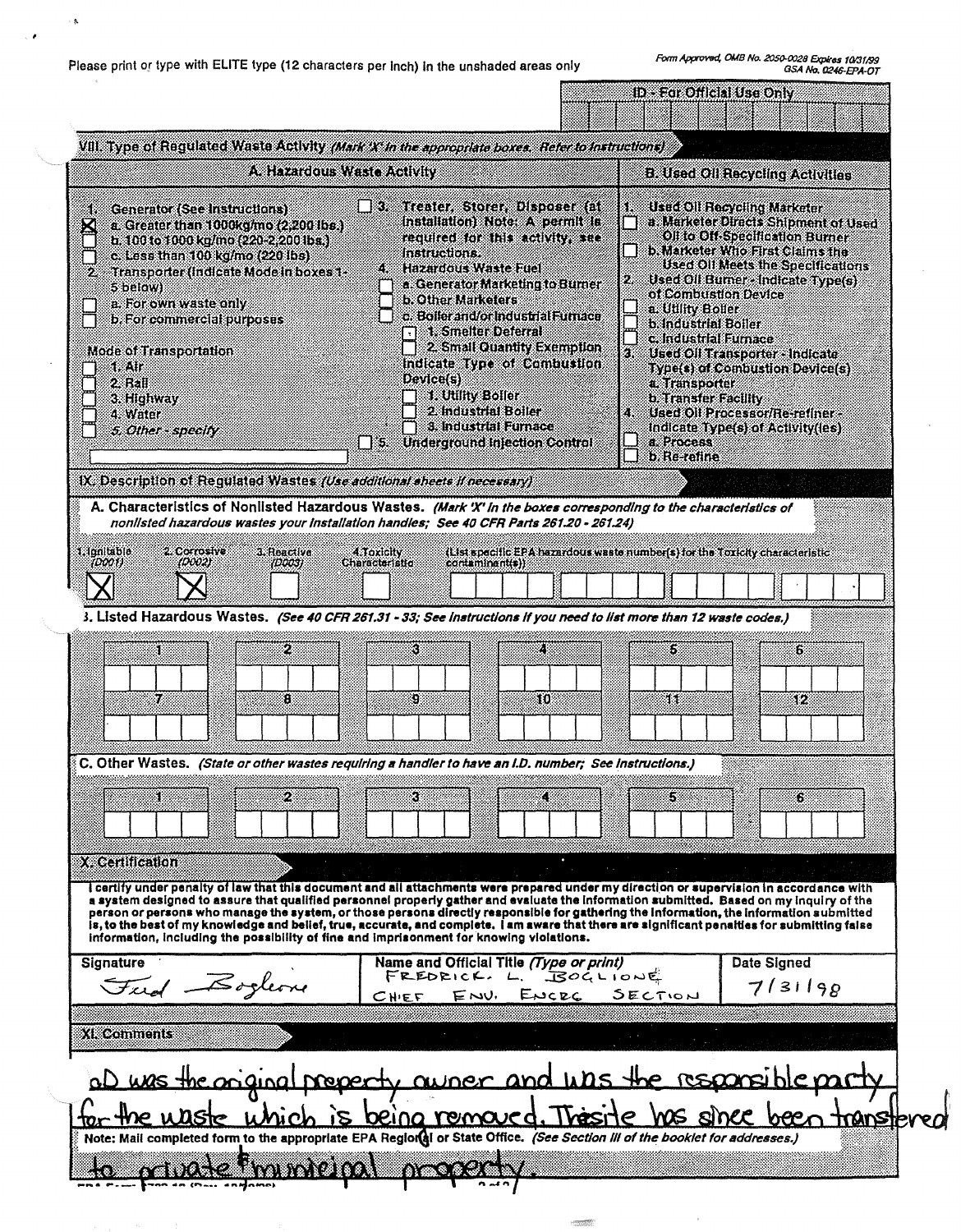Please print or type with ELITE type (12 characters per inch) in the unshaded areas only

Form Approved, OMB No. 2050-0028 Expires 10/31/99
GSA No. 0246-EPA-OT

ID - For Official Use Only

## VIII. Type of Regulated Waste Activity *(Mark 'X' in the appropriate boxes. Refer to instructions)*

### A. Hazardous Waste Activity

1. Generator (See Instructions)
   - [X] a. Greater than 1000kg/mo (2,200 lbs.)
   - [ ] b. 100 to 1000 kg/mo (220-2,200 lbs.)
   - [ ] c. Less than 100 kg/mo (220 lbs)
2. Transporter (Indicate Mode in boxes 1-5 below)
   - [ ] a. For own waste only
   - [ ] b. For commercial purposes

   Mode of Transportation
   - [ ] 1. Air
   - [ ] 2. Rail
   - [ ] 3. Highway
   - [ ] 4. Water
   - [ ] 5. Other - specify

- [ ] 3. Treater, Storer, Disposer (at installation) Note: A permit is required for this activity, see instructions.
4. Hazardous Waste Fuel
   - [ ] a. Generator Marketing to Burner
   - [ ] b. Other Marketers
   - [ ] c. Boiler and/or Industrial Furnace
     - [ ] 1. Smelter Deferral
     - [ ] 2. Small Quantity Exemption

   Indicate Type of Combustion Device(s)
   - [ ] 1. Utility Boiler
   - [ ] 2. Industrial Boiler
   - [ ] 3. Industrial Furnace
- [ ] 5. Underground Injection Control

### B. Used Oil Recycling Activities

1. Used Oil Recycling Marketer
   - [ ] a. Marketer Directs Shipment of Used Oil to Off-Specification Burner
   - [ ] b. Marketer Who First Claims the Used Oil Meets the Specifications
2. Used Oil Burner - Indicate Type(s) of Combustion Device
   - [ ] a. Utility Boiler
   - [ ] b. Industrial Boiler
   - [ ] c. Industrial Furnace
3. Used Oil Transporter - Indicate Type(s) of Combustion Device(s)
   - a. Transporter
   - b. Transfer Facility
4. Used Oil Processor/Re-refiner - Indicate Type(s) of Activity(ies)
   - [ ] a. Process
   - [ ] b. Re-refine

## IX. Description of Regulated Wastes *(Use additional sheets if necessary)*

**A. Characteristics of Nonlisted Hazardous Wastes.** *(Mark 'X' in the boxes corresponding to the characteristics of nonlisted hazardous wastes your installation handles; See 40 CFR Parts 261.20 - 261.24)*

| 1. Ignitable (D001) | 2. Corrosive (D002) | 3. Reactive (D003) | 4. Toxicity Characteristic | (List specific EPA hazardous waste number(s) for the Toxicity characteristic contaminant(s)) |
|---|---|---|---|---|
| X | X | | | |

**B. Listed Hazardous Wastes.** *(See 40 CFR 261.31 - 33; See instructions if you need to list more than 12 waste codes.)*

| 1 | 2 | 3 | 4 | 5 | 6 |
|---|---|---|---|---|---|
| | | | | | |
| **7** | **8** | **9** | **10** | **11** | **12** |
| | | | | | |

**C. Other Wastes.** *(State or other wastes requiring a handler to have an I.D. number; See instructions.)*

| 1 | 2 | 3 | 4 | 5 | 6 |
|---|---|---|---|---|---|
| | | | | | |

## X. Certification

I certify under penalty of law that this document and all attachments were prepared under my direction or supervision in accordance with a system designed to assure that qualified personnel properly gather and evaluate the information submitted. Based on my inquiry of the person or persons who manage the system, or those persons directly responsible for gathering the information, the information submitted is, to the best of my knowledge and belief, true, accurate, and complete. I am aware that there are significant penalties for submitting false information, including the possibility of fine and imprisonment for knowing violations.

| Signature | Name and Official Title *(Type or print)* | Date Signed |
|---|---|---|
| Fred Boglione | FREDRICK L. BOGLIONE<br>CHIEF ENV. ENGRG SECTION | 7/31/98 |

## XI. Comments

OD was the original property owner and was the responsible party for the waste which is being removed. This site has since been transfered to private & municipal property.

Note: Mail completed form to the appropriate EPA Regional or State Office. *(See Section III of the booklet for addresses.)*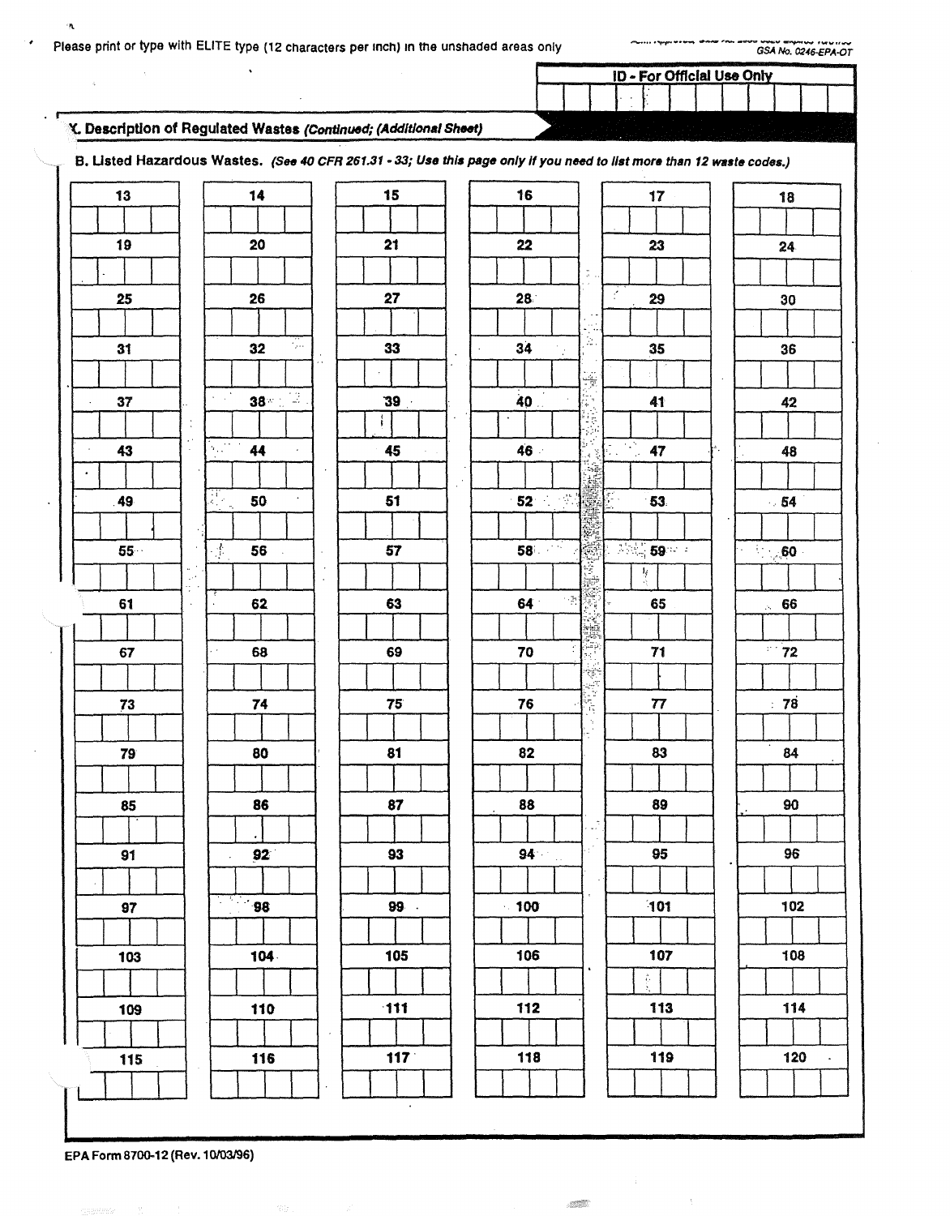Please print or type with ELITE type (12 characters per inch) in the unshaded areas only

GSA No. 0246-EPA-OT

**ID - For Official Use Only**

## X. Description of Regulated Wastes *(Continued; (Additional Sheet)*

**B. Listed Hazardous Wastes.** ***(See 40 CFR 261.31 - 33; Use this page only if you need to list more than 12 waste codes.)***

| | | | | | |
|---|---|---|---|---|---|
| 13 | 14 | 15 | 16 | 17 | 18 |
| 19 | 20 | 21 | 22 | 23 | 24 |
| 25 | 26 | 27 | 28 | 29 | 30 |
| 31 | 32 | 33 | 34 | 35 | 36 |
| 37 | 38 | 39 | 40 | 41 | 42 |
| 43 | 44 | 45 | 46 | 47 | 48 |
| 49 | 50 | 51 | 52 | 53 | 54 |
| 55 | 56 | 57 | 58 | 59 | 60 |
| 61 | 62 | 63 | 64 | 65 | 66 |
| 67 | 68 | 69 | 70 | 71 | 72 |
| 73 | 74 | 75 | 76 | 77 | 78 |
| 79 | 80 | 81 | 82 | 83 | 84 |
| 85 | 86 | 87 | 88 | 89 | 90 |
| 91 | 92 | 93 | 94 | 95 | 96 |
| 97 | 98 | 99 | 100 | 101 | 102 |
| 103 | 104 | 105 | 106 | 107 | 108 |
| 109 | 110 | 111 | 112 | 113 | 114 |
| 115 | 116 | 117 | 118 | 119 | 120 |

EPA Form 8700-12 (Rev. 10/03/96)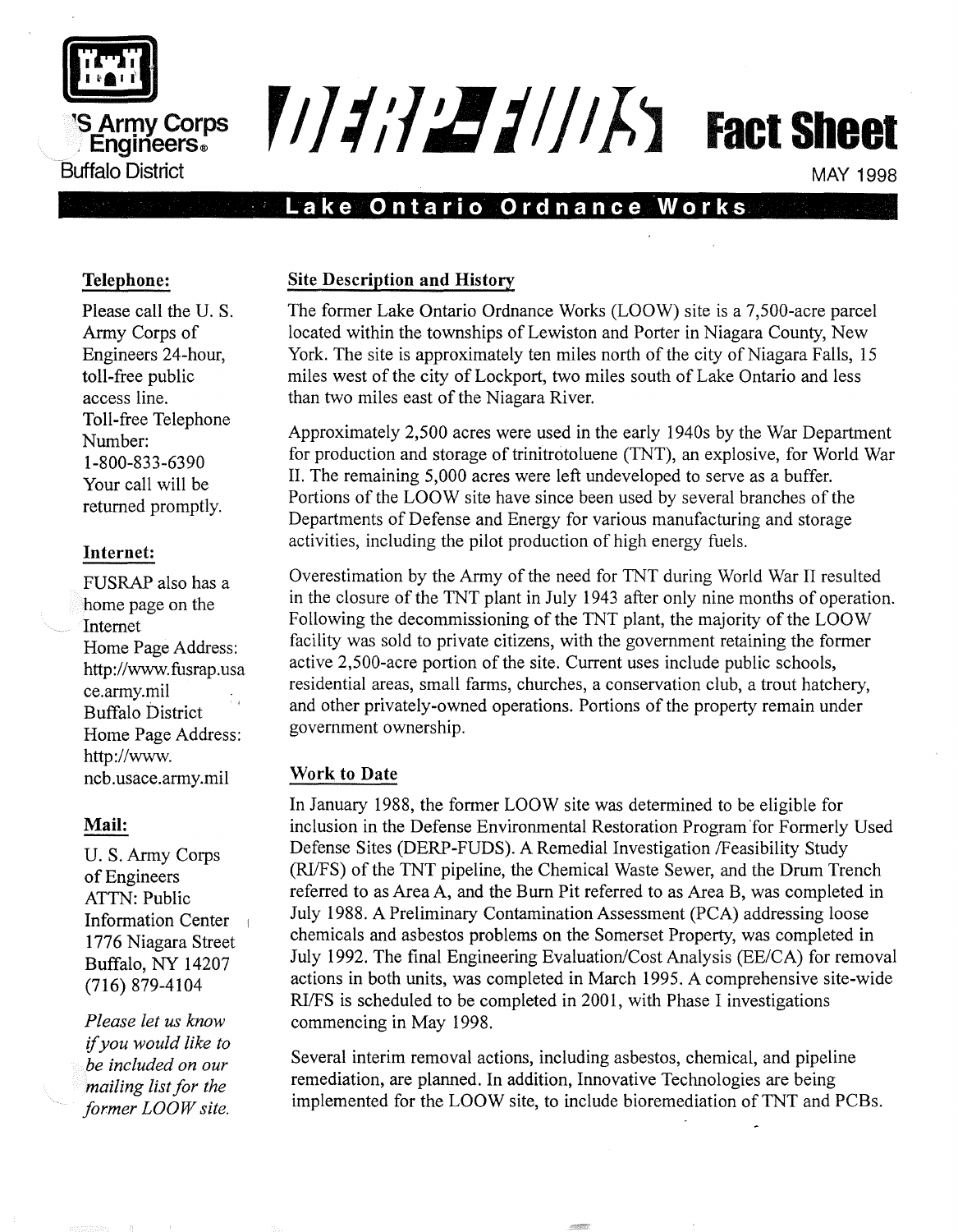US Army Corps of Engineers®
Buffalo District

# DERP-FUDS Fact Sheet

MAY 1998

## Lake Ontario Ordnance Works

### Site Description and History

The former Lake Ontario Ordnance Works (LOOW) site is a 7,500-acre parcel located within the townships of Lewiston and Porter in Niagara County, New York. The site is approximately ten miles north of the city of Niagara Falls, 15 miles west of the city of Lockport, two miles south of Lake Ontario and less than two miles east of the Niagara River.

Approximately 2,500 acres were used in the early 1940s by the War Department for production and storage of trinitrotoluene (TNT), an explosive, for World War II. The remaining 5,000 acres were left undeveloped to serve as a buffer. Portions of the LOOW site have since been used by several branches of the Departments of Defense and Energy for various manufacturing and storage activities, including the pilot production of high energy fuels.

Overestimation by the Army of the need for TNT during World War II resulted in the closure of the TNT plant in July 1943 after only nine months of operation. Following the decommissioning of the TNT plant, the majority of the LOOW facility was sold to private citizens, with the government retaining the former active 2,500-acre portion of the site. Current uses include public schools, residential areas, small farms, churches, a conservation club, a trout hatchery, and other privately-owned operations. Portions of the property remain under government ownership.

### Work to Date

In January 1988, the former LOOW site was determined to be eligible for inclusion in the Defense Environmental Restoration Program for Formerly Used Defense Sites (DERP-FUDS). A Remedial Investigation /Feasibility Study (RI/FS) of the TNT pipeline, the Chemical Waste Sewer, and the Drum Trench referred to as Area A, and the Burn Pit referred to as Area B, was completed in July 1988. A Preliminary Contamination Assessment (PCA) addressing loose chemicals and asbestos problems on the Somerset Property, was completed in July 1992. The final Engineering Evaluation/Cost Analysis (EE/CA) for removal actions in both units, was completed in March 1995. A comprehensive site-wide RI/FS is scheduled to be completed in 2001, with Phase I investigations commencing in May 1998.

Several interim removal actions, including asbestos, chemical, and pipeline remediation, are planned. In addition, Innovative Technologies are being implemented for the LOOW site, to include bioremediation of TNT and PCBs.

### Telephone:

Please call the U. S. Army Corps of Engineers 24-hour, toll-free public access line.
Toll-free Telephone Number:
1-800-833-6390
Your call will be returned promptly.

### Internet:

FUSRAP also has a home page on the Internet
Home Page Address: http://www.fusrap.usace.army.mil
Buffalo District Home Page Address: http://www.ncb.usace.army.mil

### Mail:

U. S. Army Corps of Engineers
ATTN: Public Information Center
1776 Niagara Street
Buffalo, NY 14207
(716) 879-4104

*Please let us know if you would like to be included on our mailing list for the former LOOW site.*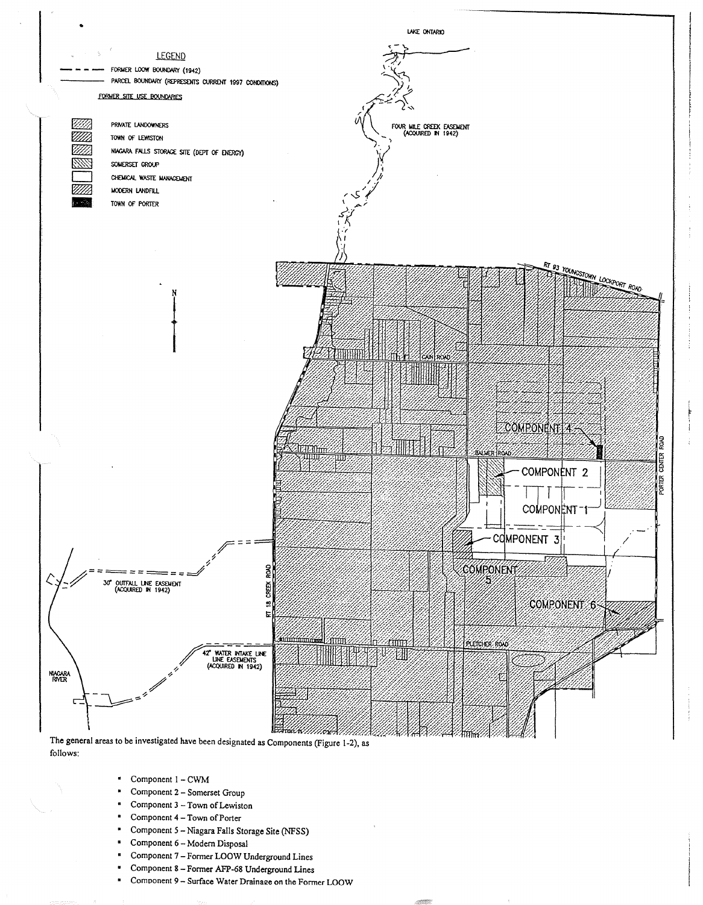LAKE ONTARIO

LEGEND

FORMER LOOW BOUNDARY (1942)

PARCEL BOUNDARY (REPRESENTS CURRENT 1997 CONDITIONS)

FORMER SITE USE BOUNDARIES

PRIVATE LANDOWNERS

TOWN OF LEWISTON

NIAGARA FALLS STORAGE SITE (DEPT OF ENERGY)

SOMERSET GROUP

CHEMICAL WASTE MANAGEMENT

MODERN LANDFILL

TOWN OF PORTER

FOUR MILE CREEK EASEMENT (ACQUIRED IN 1942)

N

RT 93 YOUNGSTOWN LOCKPORT ROAD

CAIN ROAD

COMPONENT 4

BALMER ROAD

PORTER CENTER ROAD

COMPONENT 2

COMPONENT 1

COMPONENT 3

COMPONENT 5

COMPONENT 6

30" OUTFALL LINE EASEMENT (ACQUIRED IN 1942)

RT 18 CREEK ROAD

42" WATER INTAKE LINE LINE EASEMENTS (ACQUIRED IN 1942)

NIAGARA RIVER

PLETCHER ROAD

The general areas to be investigated have been designated as Components (Figure 1-2), as follows:

- Component 1 – CWM
- Component 2 – Somerset Group
- Component 3 – Town of Lewiston
- Component 4 – Town of Porter
- Component 5 – Niagara Falls Storage Site (NFSS)
- Component 6 – Modern Disposal
- Component 7 – Former LOOW Underground Lines
- Component 8 – Former AFP-68 Underground Lines
- Component 9 – Surface Water Drainage on the Former LOOW